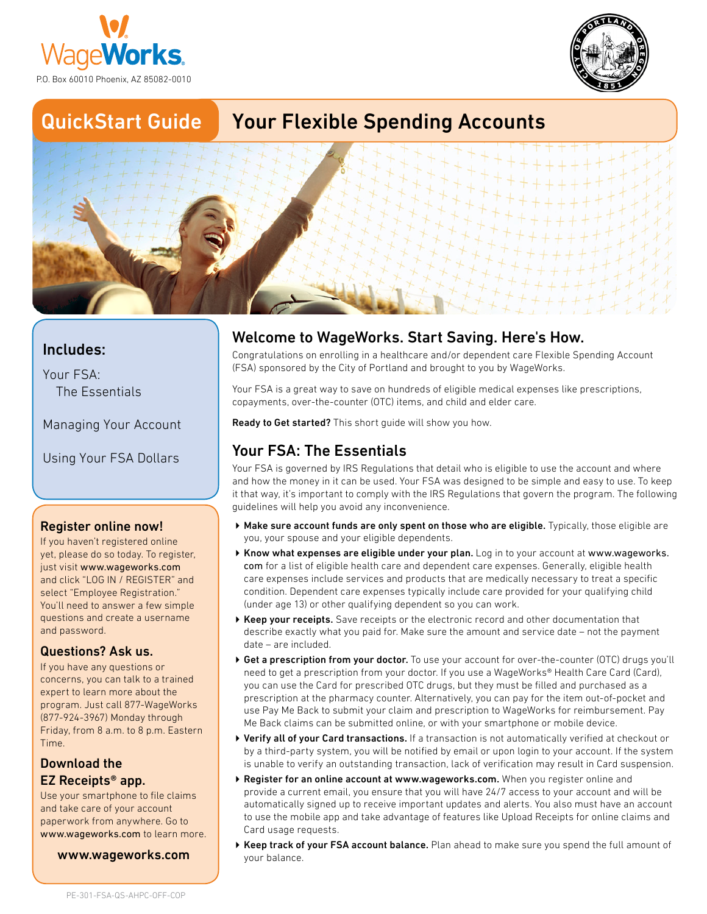WageWorks
P.O. Box 60010 Phoenix, AZ 85082-0010

# QuickStart Guide — Your Flexible Spending Accounts

## Includes:

Your FSA: The Essentials

Managing Your Account

Using Your FSA Dollars

### Register online now!

If you haven't registered online yet, please do so today. To register, just visit www.wageworks.com and click "LOG IN / REGISTER" and select "Employee Registration." You'll need to answer a few simple questions and create a username and password.

### Questions? Ask us.

If you have any questions or concerns, you can talk to a trained expert to learn more about the program. Just call 877-WageWorks (877-924-3967) Monday through Friday, from 8 a.m. to 8 p.m. Eastern Time.

### Download the EZ Receipts® app.

Use your smartphone to file claims and take care of your account paperwork from anywhere. Go to www.wageworks.com to learn more.

**www.wageworks.com**

## Welcome to WageWorks. Start Saving. Here's How.

Congratulations on enrolling in a healthcare and/or dependent care Flexible Spending Account (FSA) sponsored by the City of Portland and brought to you by WageWorks.

Your FSA is a great way to save on hundreds of eligible medical expenses like prescriptions, copayments, over-the-counter (OTC) items, and child and elder care.

**Ready to Get started?** This short guide will show you how.

## Your FSA: The Essentials

Your FSA is governed by IRS Regulations that detail who is eligible to use the account and where and how the money in it can be used. Your FSA was designed to be simple and easy to use. To keep it that way, it's important to comply with the IRS Regulations that govern the program. The following guidelines will help you avoid any inconvenience.

- **Make sure account funds are only spent on those who are eligible.** Typically, those eligible are you, your spouse and your eligible dependents.
- **Know what expenses are eligible under your plan.** Log in to your account at www.wageworks.com for a list of eligible health care and dependent care expenses. Generally, eligible health care expenses include services and products that are medically necessary to treat a specific condition. Dependent care expenses typically include care provided for your qualifying child (under age 13) or other qualifying dependent so you can work.
- **Keep your receipts.** Save receipts or the electronic record and other documentation that describe exactly what you paid for. Make sure the amount and service date – not the payment date – are included.
- **Get a prescription from your doctor.** To use your account for over-the-counter (OTC) drugs you'll need to get a prescription from your doctor. If you use a WageWorks® Health Care Card (Card), you can use the Card for prescribed OTC drugs, but they must be filled and purchased as a prescription at the pharmacy counter. Alternatively, you can pay for the item out-of-pocket and use Pay Me Back to submit your claim and prescription to WageWorks for reimbursement. Pay Me Back claims can be submitted online, or with your smartphone or mobile device.
- **Verify all of your Card transactions.** If a transaction is not automatically verified at checkout or by a third-party system, you will be notified by email or upon login to your account. If the system is unable to verify an outstanding transaction, lack of verification may result in Card suspension.
- **Register for an online account at www.wageworks.com.** When you register online and provide a current email, you ensure that you will have 24/7 access to your account and will be automatically signed up to receive important updates and alerts. You also must have an account to use the mobile app and take advantage of features like Upload Receipts for online claims and Card usage requests.
- **Keep track of your FSA account balance.** Plan ahead to make sure you spend the full amount of your balance.

PE-301-FSA-QS-AHPC-OFF-COP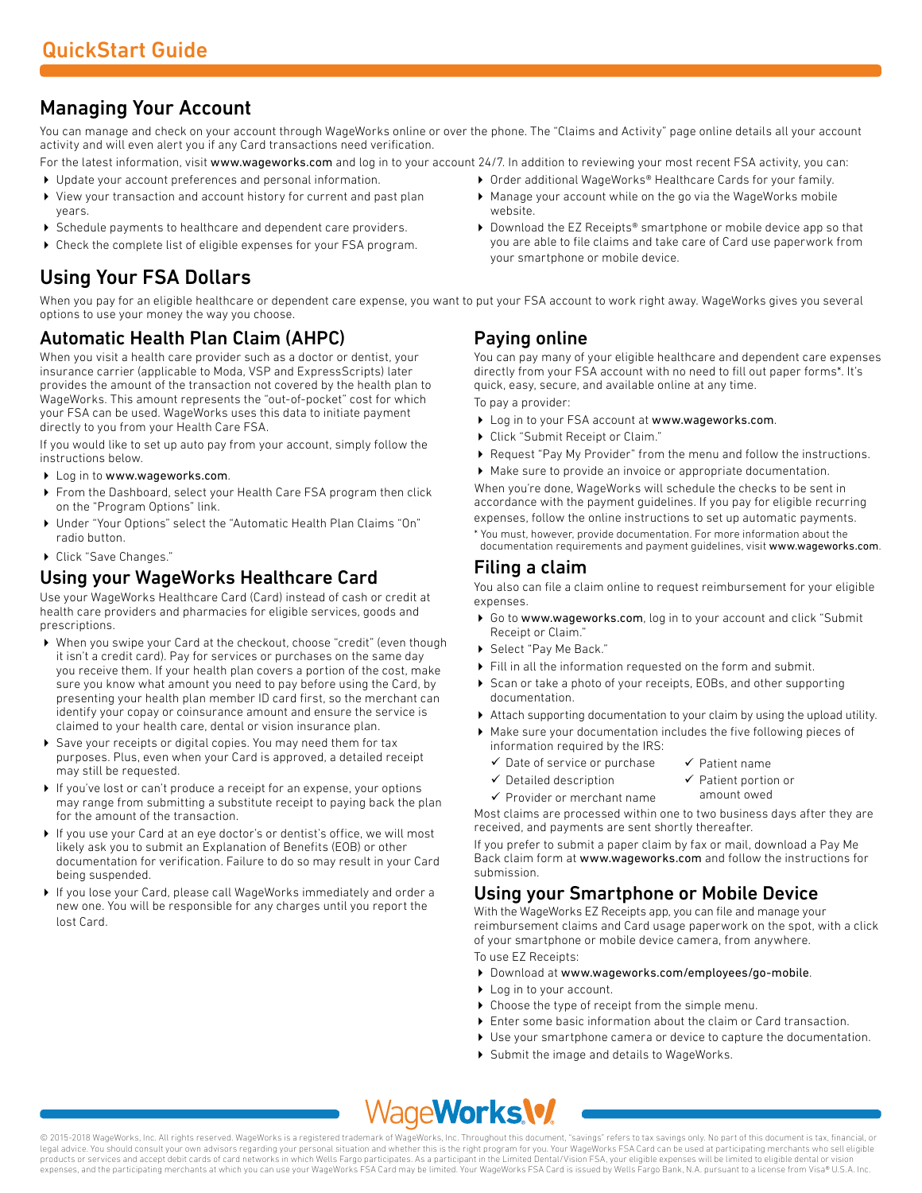# QuickStart Guide

## Managing Your Account

You can manage and check on your account through WageWorks online or over the phone. The "Claims and Activity" page online details all your account activity and will even alert you if any Card transactions need verification.

For the latest information, visit www.wageworks.com and log in to your account 24/7. In addition to reviewing your most recent FSA activity, you can:

- Update your account preferences and personal information.
- View your transaction and account history for current and past plan years.
- Schedule payments to healthcare and dependent care providers.
- Check the complete list of eligible expenses for your FSA program.
- Order additional WageWorks® Healthcare Cards for your family.
- Manage your account while on the go via the WageWorks mobile website.
- Download the EZ Receipts® smartphone or mobile device app so that you are able to file claims and take care of Card use paperwork from your smartphone or mobile device.

## Using Your FSA Dollars

When you pay for an eligible healthcare or dependent care expense, you want to put your FSA account to work right away. WageWorks gives you several options to use your money the way you choose.

### Automatic Health Plan Claim (AHPC)

When you visit a health care provider such as a doctor or dentist, your insurance carrier (applicable to Moda, VSP and ExpressScripts) later provides the amount of the transaction not covered by the health plan to WageWorks. This amount represents the "out-of-pocket" cost for which your FSA can be used. WageWorks uses this data to initiate payment directly to you from your Health Care FSA.

If you would like to set up auto pay from your account, simply follow the instructions below.

- Log in to www.wageworks.com.
- From the Dashboard, select your Health Care FSA program then click on the "Program Options" link.
- Under "Your Options" select the "Automatic Health Plan Claims "On" radio button.
- Click "Save Changes."

### Using your WageWorks Healthcare Card

Use your WageWorks Healthcare Card (Card) instead of cash or credit at health care providers and pharmacies for eligible services, goods and prescriptions.

- When you swipe your Card at the checkout, choose "credit" (even though it isn't a credit card). Pay for services or purchases on the same day you receive them. If your health plan covers a portion of the cost, make sure you know what amount you need to pay before using the Card, by presenting your health plan member ID card first, so the merchant can identify your copay or coinsurance amount and ensure the service is claimed to your health care, dental or vision insurance plan.
- Save your receipts or digital copies. You may need them for tax purposes. Plus, even when your Card is approved, a detailed receipt may still be requested.
- If you've lost or can't produce a receipt for an expense, your options may range from submitting a substitute receipt to paying back the plan for the amount of the transaction.
- If you use your Card at an eye doctor's or dentist's office, we will most likely ask you to submit an Explanation of Benefits (EOB) or other documentation for verification. Failure to do so may result in your Card being suspended.
- If you lose your Card, please call WageWorks immediately and order a new one. You will be responsible for any charges until you report the lost Card.

### Paying online

You can pay many of your eligible healthcare and dependent care expenses directly from your FSA account with no need to fill out paper forms*. It's quick, easy, secure, and available online at any time.

To pay a provider:

- Log in to your FSA account at www.wageworks.com.
- Click "Submit Receipt or Claim."
- Request "Pay My Provider" from the menu and follow the instructions.
- Make sure to provide an invoice or appropriate documentation.

When you're done, WageWorks will schedule the checks to be sent in accordance with the payment guidelines. If you pay for eligible recurring expenses, follow the online instructions to set up automatic payments.

\* You must, however, provide documentation. For more information about the documentation requirements and payment guidelines, visit www.wageworks.com.

### Filing a claim

You also can file a claim online to request reimbursement for your eligible expenses.

- Go to www.wageworks.com, log in to your account and click "Submit Receipt or Claim."
- Select "Pay Me Back."
- Fill in all the information requested on the form and submit.
- Scan or take a photo of your receipts, EOBs, and other supporting documentation.
- Attach supporting documentation to your claim by using the upload utility.
- Make sure your documentation includes the five following pieces of information required by the IRS:
  - ✓ Date of service or purchase
  - ✓ Detailed description
  - ✓ Provider or merchant name
  - ✓ Patient name
  - ✓ Patient portion or amount owed

Most claims are processed within one to two business days after they are received, and payments are sent shortly thereafter.

If you prefer to submit a paper claim by fax or mail, download a Pay Me Back claim form at www.wageworks.com and follow the instructions for submission.

### Using your Smartphone or Mobile Device

With the WageWorks EZ Receipts app, you can file and manage your reimbursement claims and Card usage paperwork on the spot, with a click of your smartphone or mobile device camera, from anywhere.

To use EZ Receipts:

- Download at www.wageworks.com/employees/go-mobile.
- Log in to your account.
- Choose the type of receipt from the simple menu.
- Enter some basic information about the claim or Card transaction.
- Use your smartphone camera or device to capture the documentation.
- Submit the image and details to WageWorks.

WageWorks

© 2015-2018 WageWorks, Inc. All rights reserved. WageWorks is a registered trademark of WageWorks, Inc. Throughout this document, "savings" refers to tax savings only. No part of this document is tax, financial, or legal advice. You should consult your own advisors regarding your personal situation and whether this is the right program for you. Your WageWorks FSA Card can be used at participating merchants who sell eligible products or services and accept debit cards of card networks in which Wells Fargo participates. As a participant in the Limited Dental/Vision FSA, your eligible expenses will be limited to eligible dental or vision expenses, and the participating merchants at which you can use your WageWorks FSA Card may be limited. Your WageWorks FSA Card is issued by Wells Fargo Bank, N.A. pursuant to a license from Visa® U.S.A. Inc.